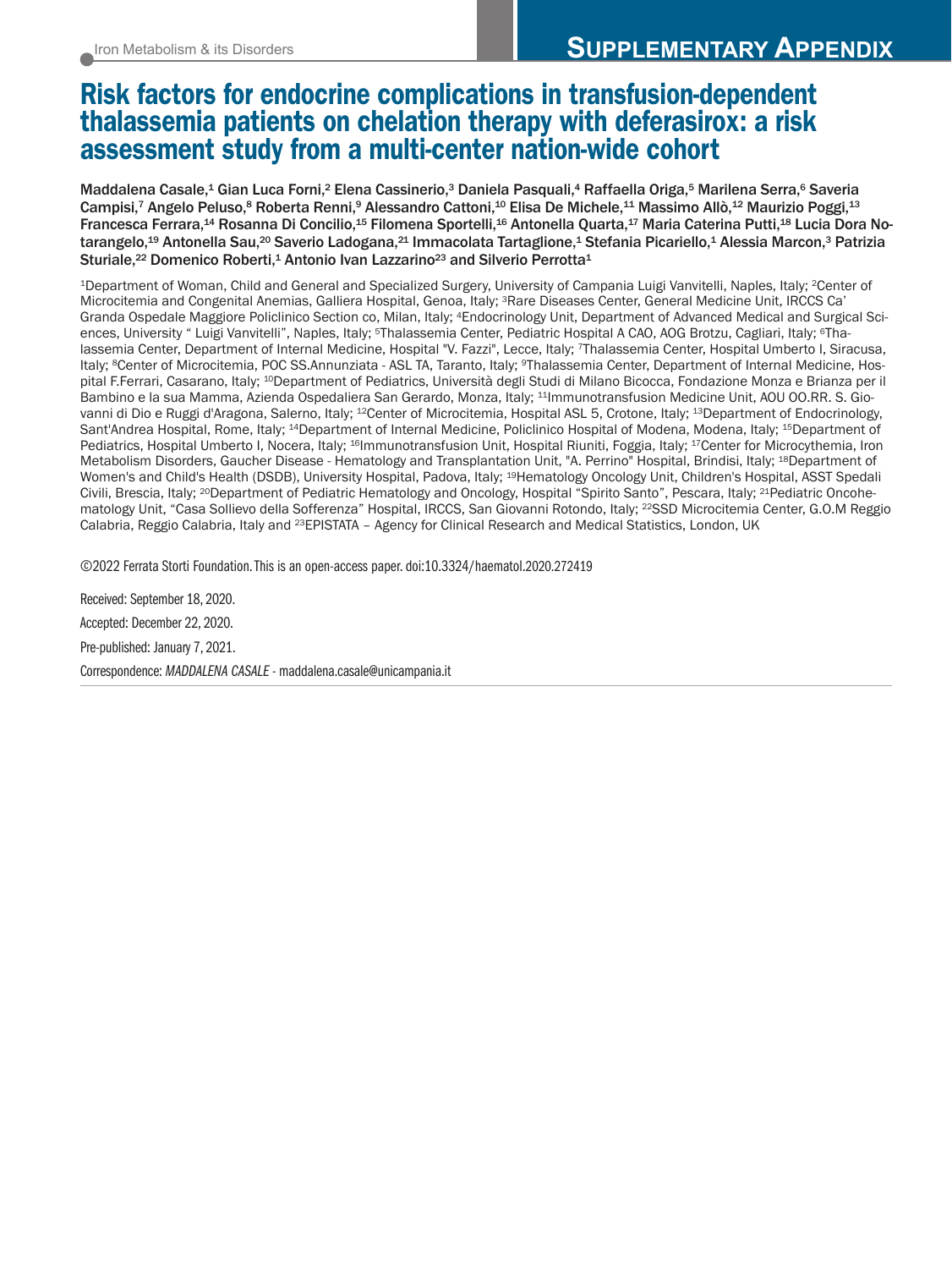SUPPLEMENTARY APPENDIX

Iron Metabolism & its Disorders

# Risk factors for endocrine complications in transfusion-dependent thalassemia patients on chelation therapy with deferasirox: a risk assessment study from a multi-center nation-wide cohort

Maddalena Casale,[1] Gian Luca Forni,[2] Elena Cassinerio,[3] Daniela Pasquali,[4] Raffaella Origa,[5] Marilena Serra,[6] Saveria Campisi,[7] Angelo Peluso,[8] Roberta Renni,[9] Alessandro Cattoni,[10] Elisa De Michele,[11] Massimo Allò,[12] Maurizio Poggi,[13] Francesca Ferrara,[14] Rosanna Di Concilio,[15] Filomena Sportelli,[16] Antonella Quarta,[17] Maria Caterina Putti,[18] Lucia Dora Notarangelo,[19] Antonella Sau,[20] Saverio Ladogana,[21] Immacolata Tartaglione,[1] Stefania Picariello,[1] Alessia Marcon,[3] Patrizia Sturiale,[22] Domenico Roberti,[1] Antonio Ivan Lazzarino[23] and Silverio Perrotta[1]

[1]Department of Woman, Child and General and Specialized Surgery, University of Campania Luigi Vanvitelli, Naples, Italy; [2]Center of Microcitemia and Congenital Anemias, Galliera Hospital, Genoa, Italy; [3]Rare Diseases Center, General Medicine Unit, IRCCS Ca' Granda Ospedale Maggiore Policlinico Section co, Milan, Italy; [4]Endocrinology Unit, Department of Advanced Medical and Surgical Sciences, University " Luigi Vanvitelli", Naples, Italy; [5]Thalassemia Center, Pediatric Hospital A CAO, AOG Brotzu, Cagliari, Italy; [6]Thalassemia Center, Department of Internal Medicine, Hospital "V. Fazzi", Lecce, Italy; [7]Thalassemia Center, Hospital Umberto I, Siracusa, Italy; [8]Center of Microcitemia, POC SS.Annunziata - ASL TA, Taranto, Italy; [9]Thalassemia Center, Department of Internal Medicine, Hospital F.Ferrari, Casarano, Italy; [10]Department of Pediatrics, Università degli Studi di Milano Bicocca, Fondazione Monza e Brianza per il Bambino e la sua Mamma, Azienda Ospedaliera San Gerardo, Monza, Italy; [11]Immunotransfusion Medicine Unit, AOU OO.RR. S. Giovanni di Dio e Ruggi d'Aragona, Salerno, Italy; [12]Center of Microcitemia, Hospital ASL 5, Crotone, Italy; [13]Department of Endocrinology, Sant'Andrea Hospital, Rome, Italy; [14]Department of Internal Medicine, Policlinico Hospital of Modena, Modena, Italy; [15]Department of Pediatrics, Hospital Umberto I, Nocera, Italy; [16]Immunotransfusion Unit, Hospital Riuniti, Foggia, Italy; [17]Center for Microcythemia, Iron Metabolism Disorders, Gaucher Disease - Hematology and Transplantation Unit, "A. Perrino" Hospital, Brindisi, Italy; [18]Department of Women's and Child's Health (DSDB), University Hospital, Padova, Italy; [19]Hematology Oncology Unit, Children's Hospital, ASST Spedali Civili, Brescia, Italy; [20]Department of Pediatric Hematology and Oncology, Hospital "Spirito Santo", Pescara, Italy; [21]Pediatric Oncohematology Unit, "Casa Sollievo della Sofferenza" Hospital, IRCCS, San Giovanni Rotondo, Italy; [22]SSD Microcitemia Center, G.O.M Reggio Calabria, Reggio Calabria, Italy and [23]EPISTATA – Agency for Clinical Research and Medical Statistics, London, UK

©2022 Ferrata Storti Foundation. This is an open-access paper. doi:10.3324/haematol.2020.272419

Received: September 18, 2020.

Accepted: December 22, 2020.

Pre-published: January 7, 2021.

Correspondence: *MADDALENA CASALE* - maddalena.casale@unicampania.it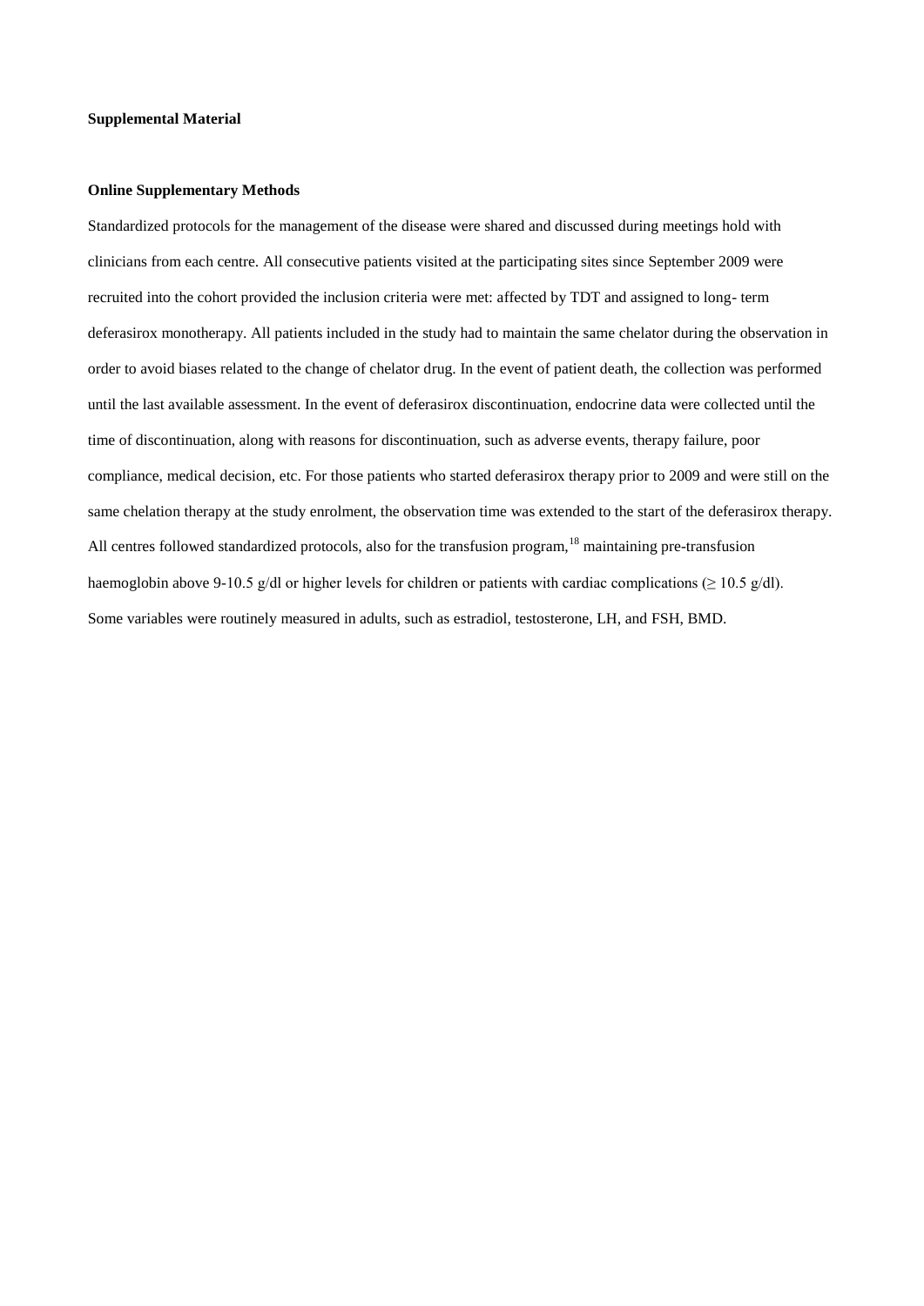**Supplemental Material**

**Online Supplementary Methods**

Standardized protocols for the management of the disease were shared and discussed during meetings hold with clinicians from each centre. All consecutive patients visited at the participating sites since September 2009 were recruited into the cohort provided the inclusion criteria were met: affected by TDT and assigned to long- term deferasirox monotherapy. All patients included in the study had to maintain the same chelator during the observation in order to avoid biases related to the change of chelator drug. In the event of patient death, the collection was performed until the last available assessment. In the event of deferasirox discontinuation, endocrine data were collected until the time of discontinuation, along with reasons for discontinuation, such as adverse events, therapy failure, poor compliance, medical decision, etc. For those patients who started deferasirox therapy prior to 2009 and were still on the same chelation therapy at the study enrolment, the observation time was extended to the start of the deferasirox therapy. All centres followed standardized protocols, also for the transfusion program,[18] maintaining pre-transfusion haemoglobin above 9-10.5 g/dl or higher levels for children or patients with cardiac complications (≥ 10.5 g/dl). Some variables were routinely measured in adults, such as estradiol, testosterone, LH, and FSH, BMD.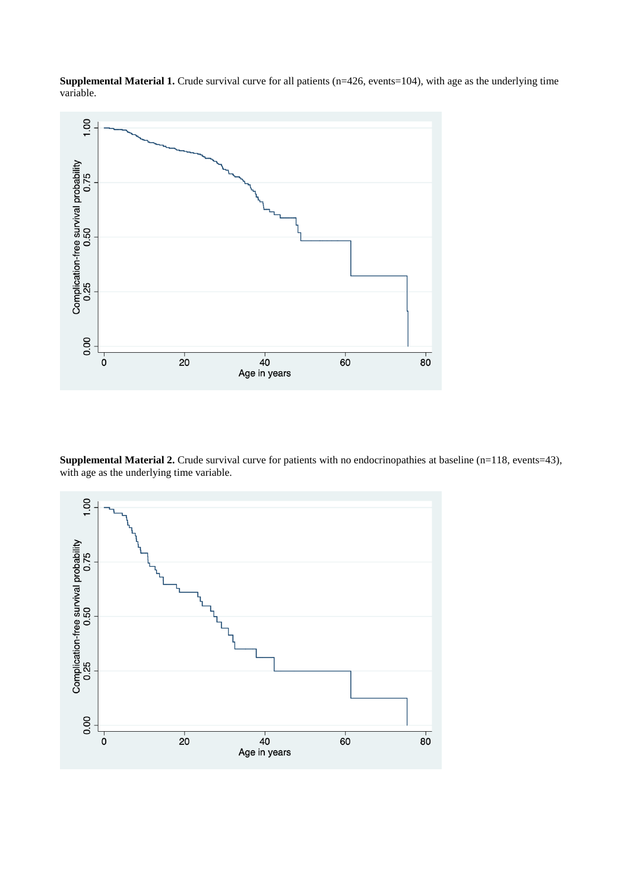**Supplemental Material 1.** Crude survival curve for all patients (n=426, events=104), with age as the underlying time variable.

**Supplemental Material 2.** Crude survival curve for patients with no endocrinopathies at baseline (n=118, events=43), with age as the underlying time variable.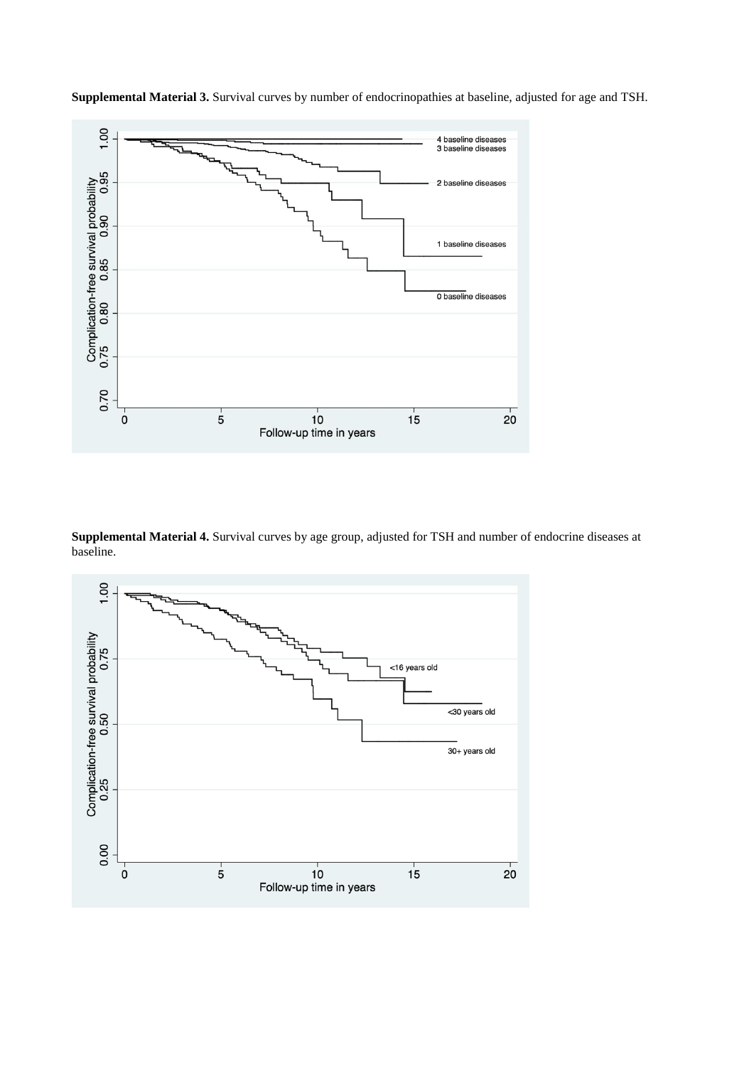**Supplemental Material 3.** Survival curves by number of endocrinopathies at baseline, adjusted for age and TSH.

**Supplemental Material 4.** Survival curves by age group, adjusted for TSH and number of endocrine diseases at baseline.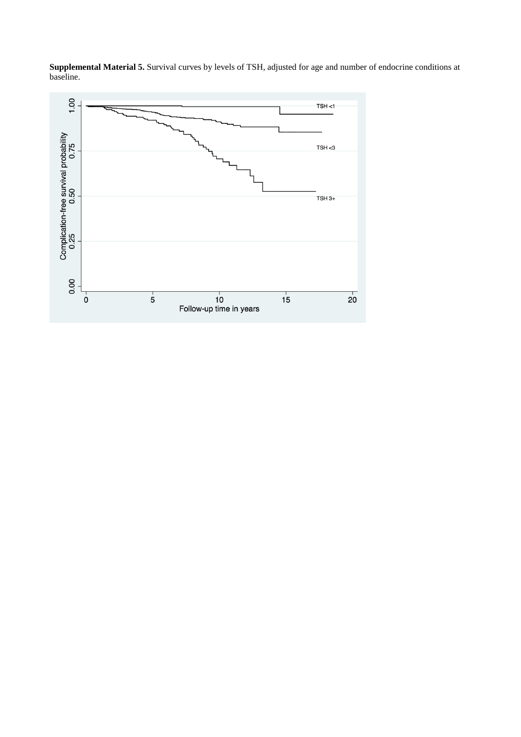**Supplemental Material 5.** Survival curves by levels of TSH, adjusted for age and number of endocrine conditions at baseline.

Complication-free survival probability

1.00

0.75

0.50

0.25

0.00

0

5

10

15

20

Follow-up time in years

TSH <1

TSH <3

TSH 3+